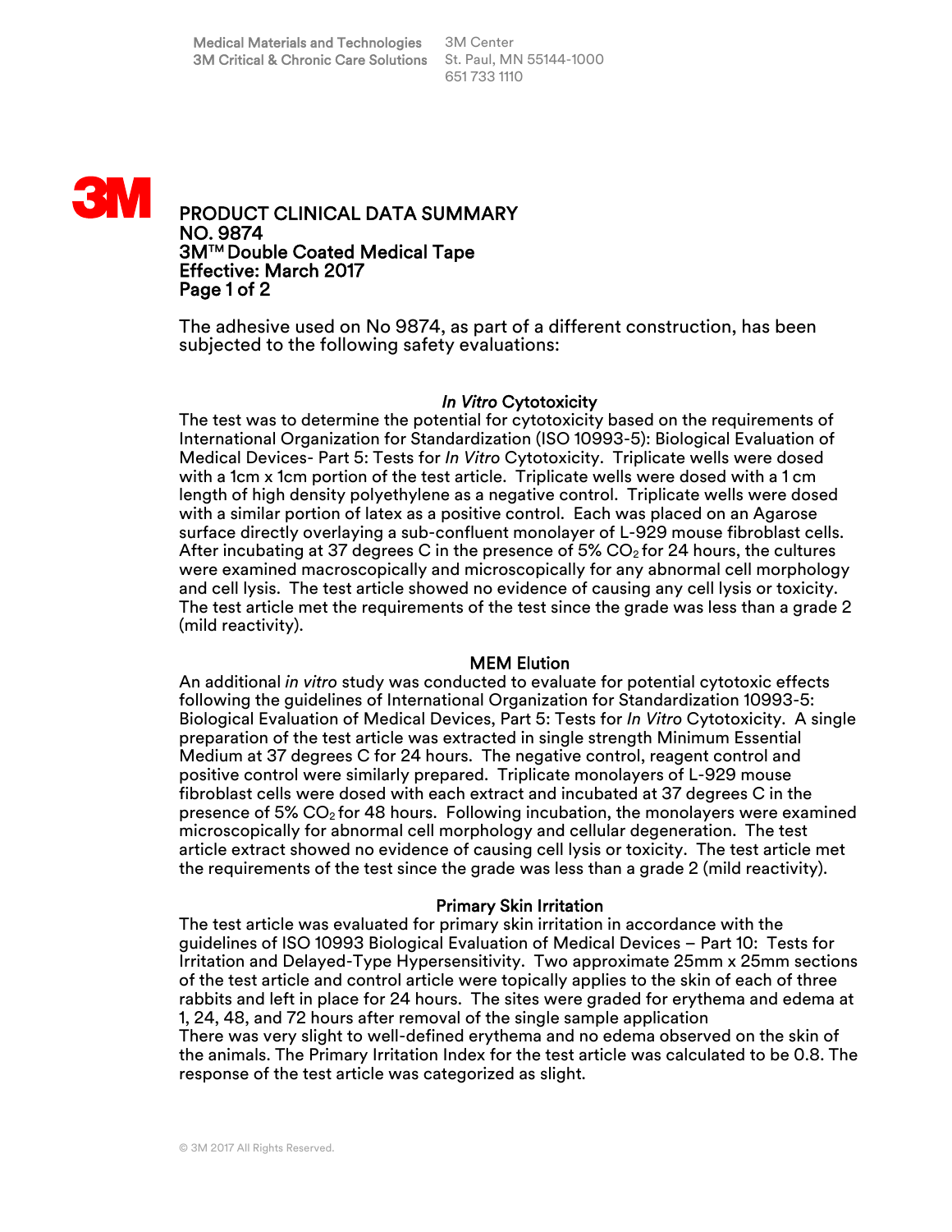Medical Materials and Technologies
3M Critical & Chronic Care Solutions

3M Center
St. Paul, MN 55144-1000
651 733 1110

# PRODUCT CLINICAL DATA SUMMARY
# NO. 9874
# 3M™ Double Coated Medical Tape
# Effective: March 2017

The adhesive used on No 9874, as part of a different construction, has been subjected to the following safety evaluations:

## *In Vitro* Cytotoxicity

The test was to determine the potential for cytotoxicity based on the requirements of International Organization for Standardization (ISO 10993-5): Biological Evaluation of Medical Devices- Part 5: Tests for *In Vitro* Cytotoxicity. Triplicate wells were dosed with a 1cm x 1cm portion of the test article. Triplicate wells were dosed with a 1 cm length of high density polyethylene as a negative control. Triplicate wells were dosed with a similar portion of latex as a positive control. Each was placed on an Agarose surface directly overlaying a sub-confluent monolayer of L-929 mouse fibroblast cells. After incubating at 37 degrees C in the presence of 5% $CO_2$ for 24 hours, the cultures were examined macroscopically and microscopically for any abnormal cell morphology and cell lysis. The test article showed no evidence of causing any cell lysis or toxicity. The test article met the requirements of the test since the grade was less than a grade 2 (mild reactivity).

## MEM Elution

An additional *in vitro* study was conducted to evaluate for potential cytotoxic effects following the guidelines of International Organization for Standardization 10993-5: Biological Evaluation of Medical Devices, Part 5: Tests for *In Vitro* Cytotoxicity. A single preparation of the test article was extracted in single strength Minimum Essential Medium at 37 degrees C for 24 hours. The negative control, reagent control and positive control were similarly prepared. Triplicate monolayers of L-929 mouse fibroblast cells were dosed with each extract and incubated at 37 degrees C in the presence of 5% $CO_2$ for 48 hours. Following incubation, the monolayers were examined microscopically for abnormal cell morphology and cellular degeneration. The test article extract showed no evidence of causing cell lysis or toxicity. The test article met the requirements of the test since the grade was less than a grade 2 (mild reactivity).

## Primary Skin Irritation

The test article was evaluated for primary skin irritation in accordance with the guidelines of ISO 10993 Biological Evaluation of Medical Devices – Part 10: Tests for Irritation and Delayed-Type Hypersensitivity. Two approximate 25mm x 25mm sections of the test article and control article were topically applies to the skin of each of three rabbits and left in place for 24 hours. The sites were graded for erythema and edema at 1, 24, 48, and 72 hours after removal of the single sample application
There was very slight to well-defined erythema and no edema observed on the skin of the animals. The Primary Irritation Index for the test article was calculated to be 0.8. The response of the test article was categorized as slight.

© 3M 2017 All Rights Reserved.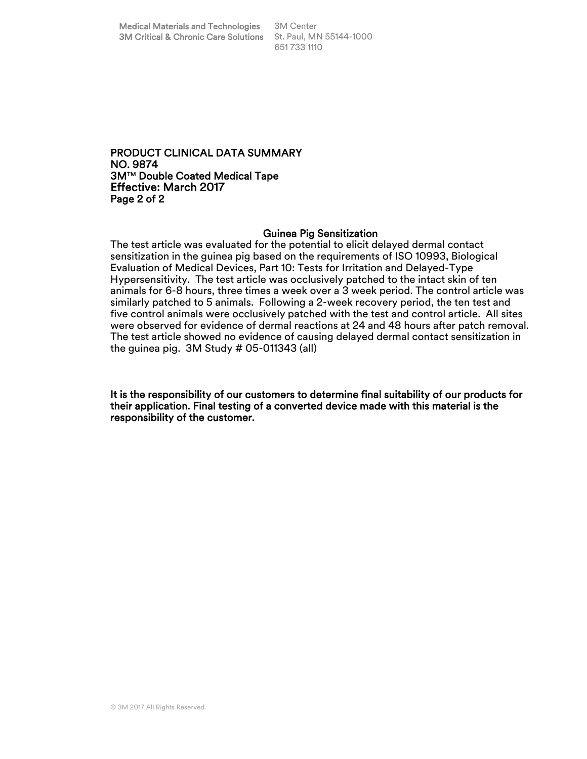## Guinea Pig Sensitization

The test article was evaluated for the potential to elicit delayed dermal contact sensitization in the guinea pig based on the requirements of ISO 10993, Biological Evaluation of Medical Devices, Part 10: Tests for Irritation and Delayed-Type Hypersensitivity. The test article was occlusively patched to the intact skin of ten animals for 6-8 hours, three times a week over a 3 week period. The control article was similarly patched to 5 animals. Following a 2-week recovery period, the ten test and five control animals were occlusively patched with the test and control article. All sites were observed for evidence of dermal reactions at 24 and 48 hours after patch removal. The test article showed no evidence of causing delayed dermal contact sensitization in the guinea pig. 3M Study # 05-011343 (all)

**It is the responsibility of our customers to determine final suitability of our products for their application. Final testing of a converted device made with this material is the responsibility of the customer.**